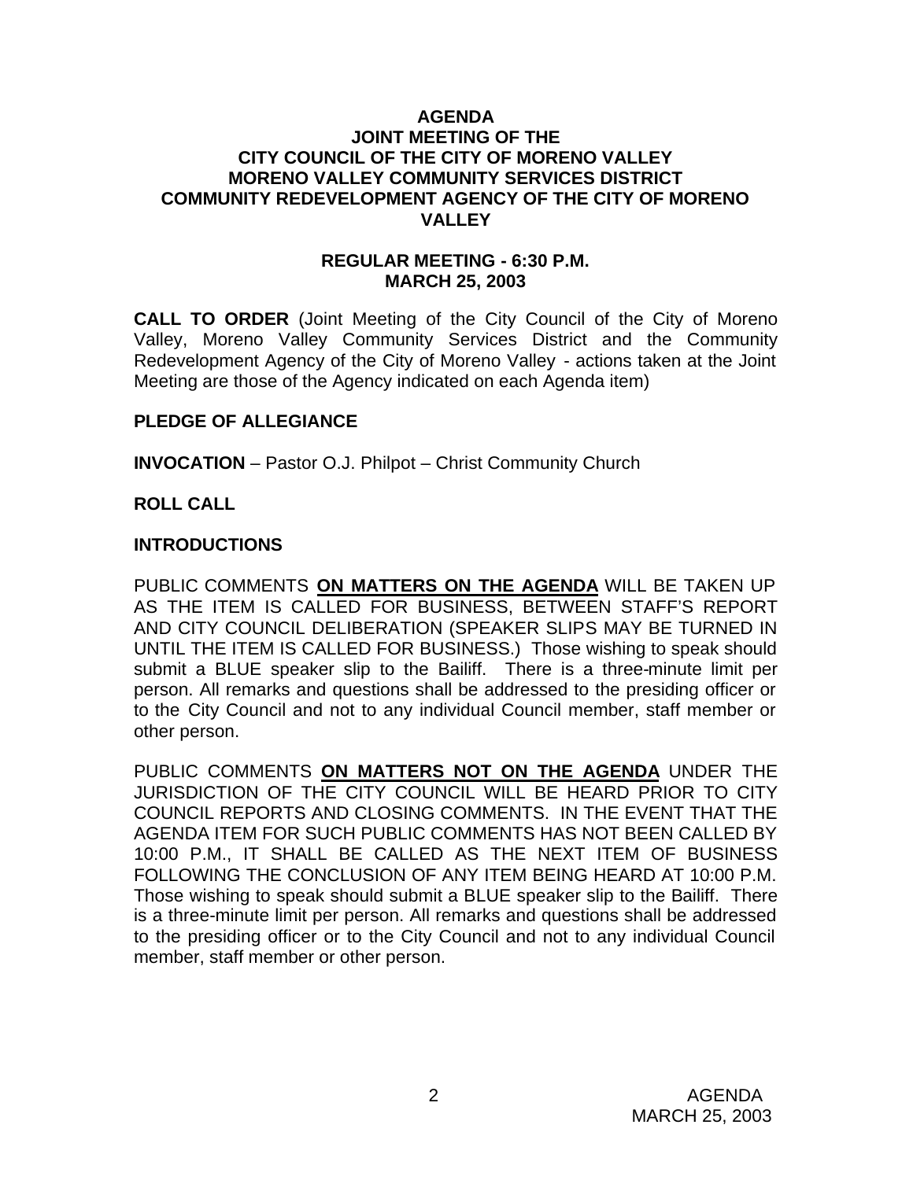# AGENDA
## JOINT MEETING OF THE CITY COUNCIL OF THE CITY OF MORENO VALLEY MORENO VALLEY COMMUNITY SERVICES DISTRICT COMMUNITY REDEVELOPMENT AGENCY OF THE CITY OF MORENO VALLEY

### REGULAR MEETING - 6:30 P.M.
### MARCH 25, 2003

**CALL TO ORDER** (Joint Meeting of the City Council of the City of Moreno Valley, Moreno Valley Community Services District and the Community Redevelopment Agency of the City of Moreno Valley - actions taken at the Joint Meeting are those of the Agency indicated on each Agenda item)

**PLEDGE OF ALLEGIANCE**

**INVOCATION** – Pastor O.J. Philpot – Christ Community Church

**ROLL CALL**

**INTRODUCTIONS**

PUBLIC COMMENTS **ON MATTERS ON THE AGENDA** WILL BE TAKEN UP AS THE ITEM IS CALLED FOR BUSINESS, BETWEEN STAFF'S REPORT AND CITY COUNCIL DELIBERATION (SPEAKER SLIPS MAY BE TURNED IN UNTIL THE ITEM IS CALLED FOR BUSINESS.) Those wishing to speak should submit a BLUE speaker slip to the Bailiff. There is a three-minute limit per person. All remarks and questions shall be addressed to the presiding officer or to the City Council and not to any individual Council member, staff member or other person.

PUBLIC COMMENTS **ON MATTERS NOT ON THE AGENDA** UNDER THE JURISDICTION OF THE CITY COUNCIL WILL BE HEARD PRIOR TO CITY COUNCIL REPORTS AND CLOSING COMMENTS. IN THE EVENT THAT THE AGENDA ITEM FOR SUCH PUBLIC COMMENTS HAS NOT BEEN CALLED BY 10:00 P.M., IT SHALL BE CALLED AS THE NEXT ITEM OF BUSINESS FOLLOWING THE CONCLUSION OF ANY ITEM BEING HEARD AT 10:00 P.M. Those wishing to speak should submit a BLUE speaker slip to the Bailiff. There is a three-minute limit per person. All remarks and questions shall be addressed to the presiding officer or to the City Council and not to any individual Council member, staff member or other person.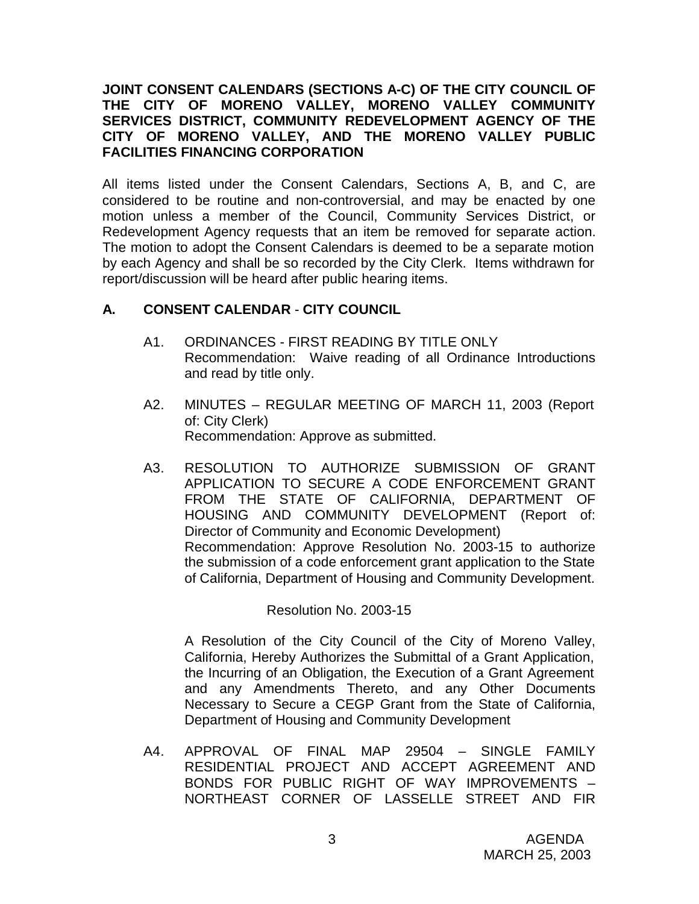**JOINT CONSENT CALENDARS (SECTIONS A-C) OF THE CITY COUNCIL OF THE CITY OF MORENO VALLEY, MORENO VALLEY COMMUNITY SERVICES DISTRICT, COMMUNITY REDEVELOPMENT AGENCY OF THE CITY OF MORENO VALLEY, AND THE MORENO VALLEY PUBLIC FACILITIES FINANCING CORPORATION**

All items listed under the Consent Calendars, Sections A, B, and C, are considered to be routine and non-controversial, and may be enacted by one motion unless a member of the Council, Community Services District, or Redevelopment Agency requests that an item be removed for separate action. The motion to adopt the Consent Calendars is deemed to be a separate motion by each Agency and shall be so recorded by the City Clerk. Items withdrawn for report/discussion will be heard after public hearing items.

## A. CONSENT CALENDAR - CITY COUNCIL

A1. ORDINANCES - FIRST READING BY TITLE ONLY
Recommendation: Waive reading of all Ordinance Introductions and read by title only.

A2. MINUTES – REGULAR MEETING OF MARCH 11, 2003 (Report of: City Clerk)
Recommendation: Approve as submitted.

A3. RESOLUTION TO AUTHORIZE SUBMISSION OF GRANT APPLICATION TO SECURE A CODE ENFORCEMENT GRANT FROM THE STATE OF CALIFORNIA, DEPARTMENT OF HOUSING AND COMMUNITY DEVELOPMENT (Report of: Director of Community and Economic Development)
Recommendation: Approve Resolution No. 2003-15 to authorize the submission of a code enforcement grant application to the State of California, Department of Housing and Community Development.

Resolution No. 2003-15

A Resolution of the City Council of the City of Moreno Valley, California, Hereby Authorizes the Submittal of a Grant Application, the Incurring of an Obligation, the Execution of a Grant Agreement and any Amendments Thereto, and any Other Documents Necessary to Secure a CEGP Grant from the State of California, Department of Housing and Community Development

A4. APPROVAL OF FINAL MAP 29504 – SINGLE FAMILY RESIDENTIAL PROJECT AND ACCEPT AGREEMENT AND BONDS FOR PUBLIC RIGHT OF WAY IMPROVEMENTS – NORTHEAST CORNER OF LASSELLE STREET AND FIR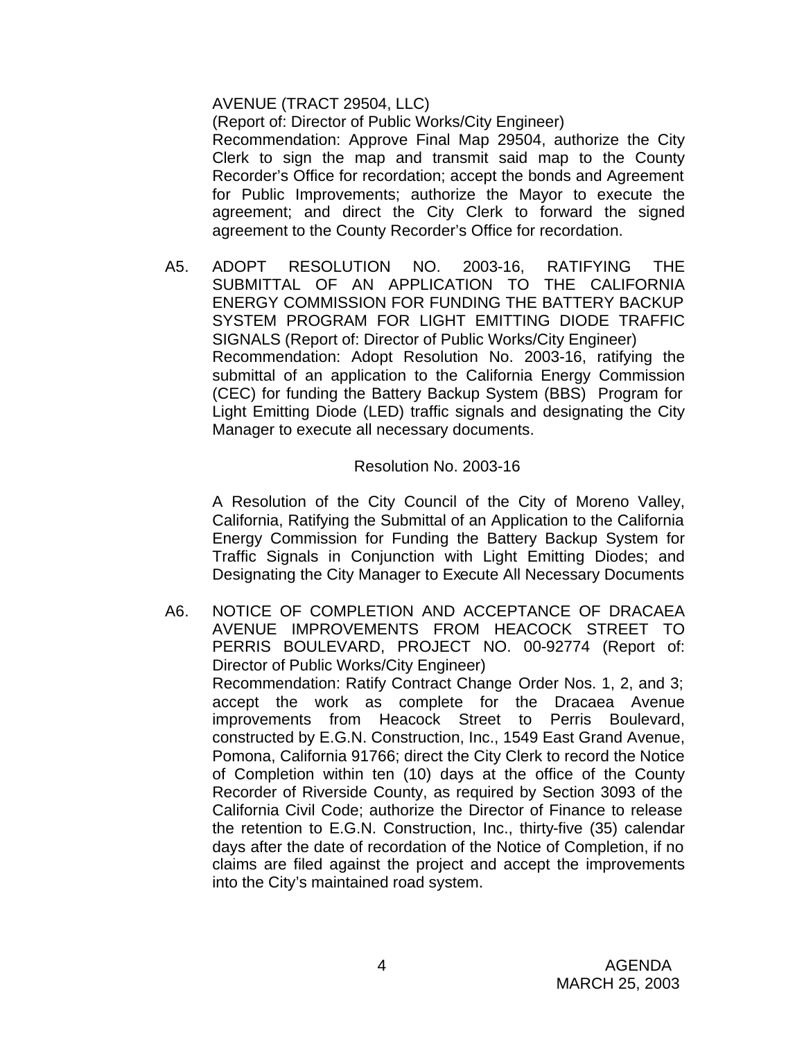AVENUE (TRACT 29504, LLC)
(Report of: Director of Public Works/City Engineer)
Recommendation: Approve Final Map 29504, authorize the City Clerk to sign the map and transmit said map to the County Recorder's Office for recordation; accept the bonds and Agreement for Public Improvements; authorize the Mayor to execute the agreement; and direct the City Clerk to forward the signed agreement to the County Recorder's Office for recordation.

A5. ADOPT RESOLUTION NO. 2003-16, RATIFYING THE SUBMITTAL OF AN APPLICATION TO THE CALIFORNIA ENERGY COMMISSION FOR FUNDING THE BATTERY BACKUP SYSTEM PROGRAM FOR LIGHT EMITTING DIODE TRAFFIC SIGNALS (Report of: Director of Public Works/City Engineer)
Recommendation: Adopt Resolution No. 2003-16, ratifying the submittal of an application to the California Energy Commission (CEC) for funding the Battery Backup System (BBS) Program for Light Emitting Diode (LED) traffic signals and designating the City Manager to execute all necessary documents.

Resolution No. 2003-16

A Resolution of the City Council of the City of Moreno Valley, California, Ratifying the Submittal of an Application to the California Energy Commission for Funding the Battery Backup System for Traffic Signals in Conjunction with Light Emitting Diodes; and Designating the City Manager to Execute All Necessary Documents

A6. NOTICE OF COMPLETION AND ACCEPTANCE OF DRACAEA AVENUE IMPROVEMENTS FROM HEACOCK STREET TO PERRIS BOULEVARD, PROJECT NO. 00-92774 (Report of: Director of Public Works/City Engineer)
Recommendation: Ratify Contract Change Order Nos. 1, 2, and 3; accept the work as complete for the Dracaea Avenue improvements from Heacock Street to Perris Boulevard, constructed by E.G.N. Construction, Inc., 1549 East Grand Avenue, Pomona, California 91766; direct the City Clerk to record the Notice of Completion within ten (10) days at the office of the County Recorder of Riverside County, as required by Section 3093 of the California Civil Code; authorize the Director of Finance to release the retention to E.G.N. Construction, Inc., thirty-five (35) calendar days after the date of recordation of the Notice of Completion, if no claims are filed against the project and accept the improvements into the City's maintained road system.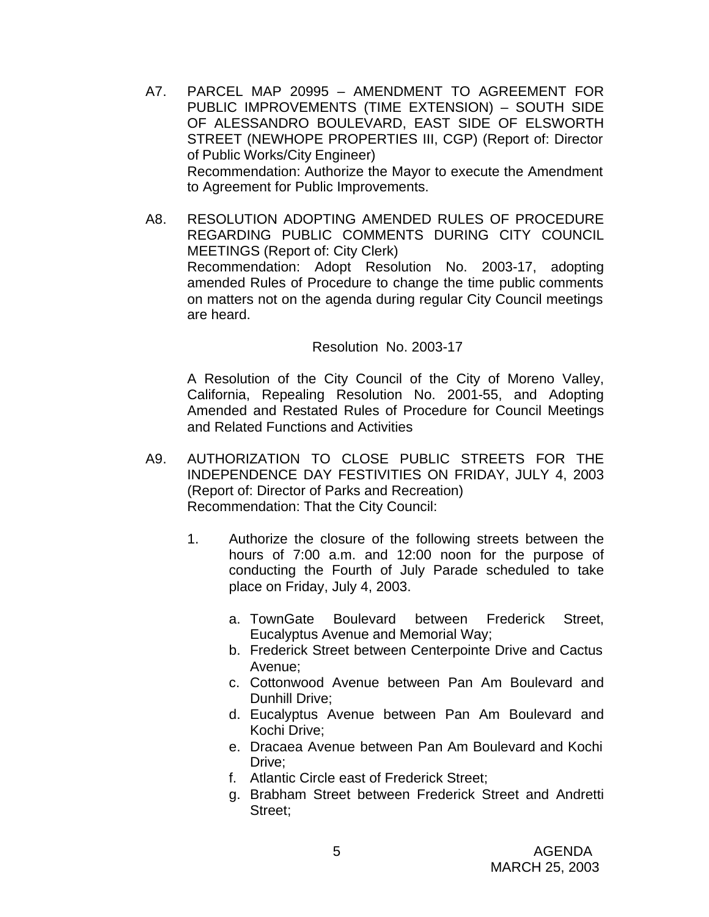A7. PARCEL MAP 20995 – AMENDMENT TO AGREEMENT FOR PUBLIC IMPROVEMENTS (TIME EXTENSION) – SOUTH SIDE OF ALESSANDRO BOULEVARD, EAST SIDE OF ELSWORTH STREET (NEWHOPE PROPERTIES III, CGP) (Report of: Director of Public Works/City Engineer)
Recommendation: Authorize the Mayor to execute the Amendment to Agreement for Public Improvements.

A8. RESOLUTION ADOPTING AMENDED RULES OF PROCEDURE REGARDING PUBLIC COMMENTS DURING CITY COUNCIL MEETINGS (Report of: City Clerk)
Recommendation: Adopt Resolution No. 2003-17, adopting amended Rules of Procedure to change the time public comments on matters not on the agenda during regular City Council meetings are heard.

Resolution No. 2003-17

A Resolution of the City Council of the City of Moreno Valley, California, Repealing Resolution No. 2001-55, and Adopting Amended and Restated Rules of Procedure for Council Meetings and Related Functions and Activities

A9. AUTHORIZATION TO CLOSE PUBLIC STREETS FOR THE INDEPENDENCE DAY FESTIVITIES ON FRIDAY, JULY 4, 2003 (Report of: Director of Parks and Recreation)
Recommendation: That the City Council:

1. Authorize the closure of the following streets between the hours of 7:00 a.m. and 12:00 noon for the purpose of conducting the Fourth of July Parade scheduled to take place on Friday, July 4, 2003.

   a. TownGate Boulevard between Frederick Street, Eucalyptus Avenue and Memorial Way;
   b. Frederick Street between Centerpointe Drive and Cactus Avenue;
   c. Cottonwood Avenue between Pan Am Boulevard and Dunhill Drive;
   d. Eucalyptus Avenue between Pan Am Boulevard and Kochi Drive;
   e. Dracaea Avenue between Pan Am Boulevard and Kochi Drive;
   f. Atlantic Circle east of Frederick Street;
   g. Brabham Street between Frederick Street and Andretti Street;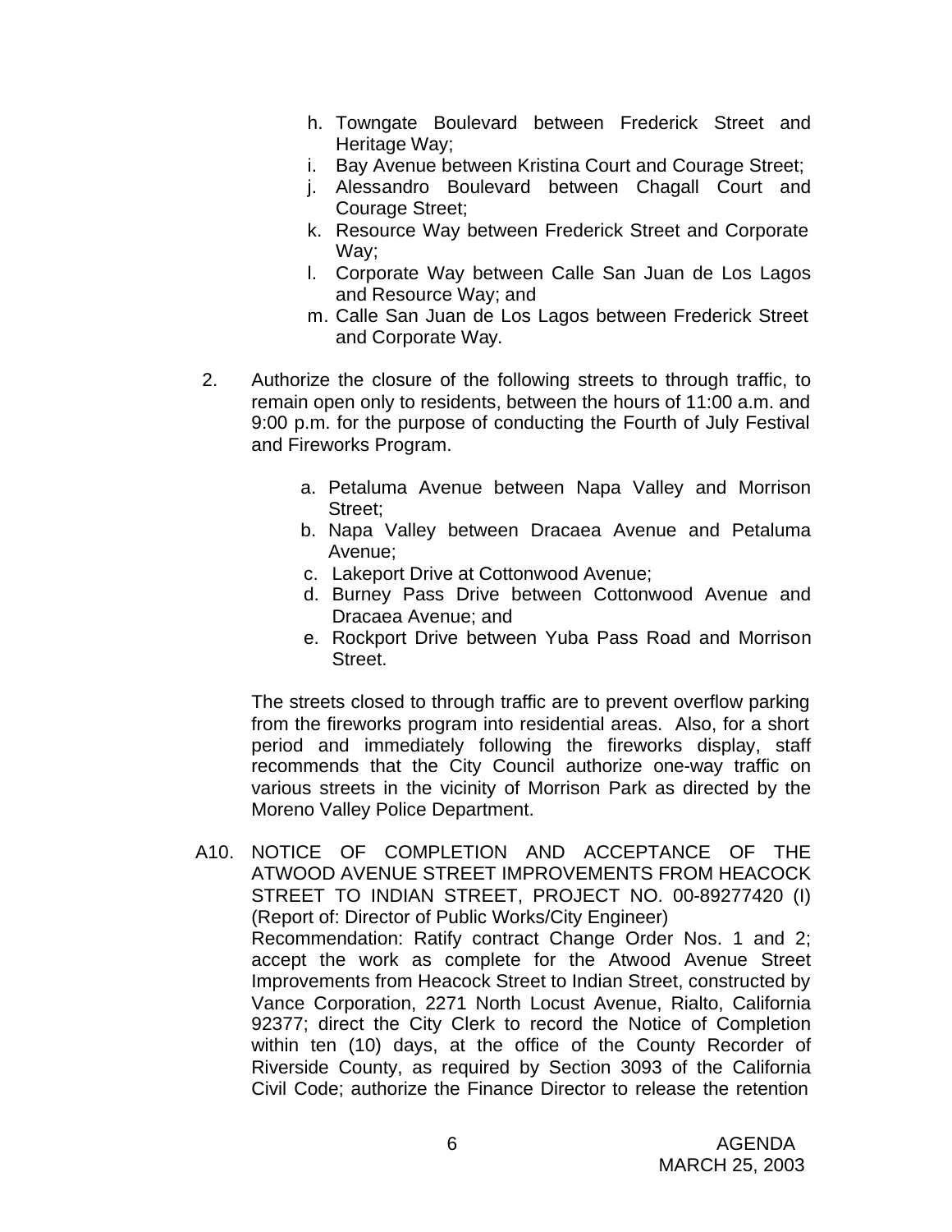h. Towngate Boulevard between Frederick Street and Heritage Way;
i. Bay Avenue between Kristina Court and Courage Street;
j. Alessandro Boulevard between Chagall Court and Courage Street;
k. Resource Way between Frederick Street and Corporate Way;
l. Corporate Way between Calle San Juan de Los Lagos and Resource Way; and
m. Calle San Juan de Los Lagos between Frederick Street and Corporate Way.

2. Authorize the closure of the following streets to through traffic, to remain open only to residents, between the hours of 11:00 a.m. and 9:00 p.m. for the purpose of conducting the Fourth of July Festival and Fireworks Program.

   a. Petaluma Avenue between Napa Valley and Morrison Street;
   b. Napa Valley between Dracaea Avenue and Petaluma Avenue;
   c. Lakeport Drive at Cottonwood Avenue;
   d. Burney Pass Drive between Cottonwood Avenue and Dracaea Avenue; and
   e. Rockport Drive between Yuba Pass Road and Morrison Street.

   The streets closed to through traffic are to prevent overflow parking from the fireworks program into residential areas. Also, for a short period and immediately following the fireworks display, staff recommends that the City Council authorize one-way traffic on various streets in the vicinity of Morrison Park as directed by the Moreno Valley Police Department.

A10. NOTICE OF COMPLETION AND ACCEPTANCE OF THE ATWOOD AVENUE STREET IMPROVEMENTS FROM HEACOCK STREET TO INDIAN STREET, PROJECT NO. 00-89277420 (I) (Report of: Director of Public Works/City Engineer)
Recommendation: Ratify contract Change Order Nos. 1 and 2; accept the work as complete for the Atwood Avenue Street Improvements from Heacock Street to Indian Street, constructed by Vance Corporation, 2271 North Locust Avenue, Rialto, California 92377; direct the City Clerk to record the Notice of Completion within ten (10) days, at the office of the County Recorder of Riverside County, as required by Section 3093 of the California Civil Code; authorize the Finance Director to release the retention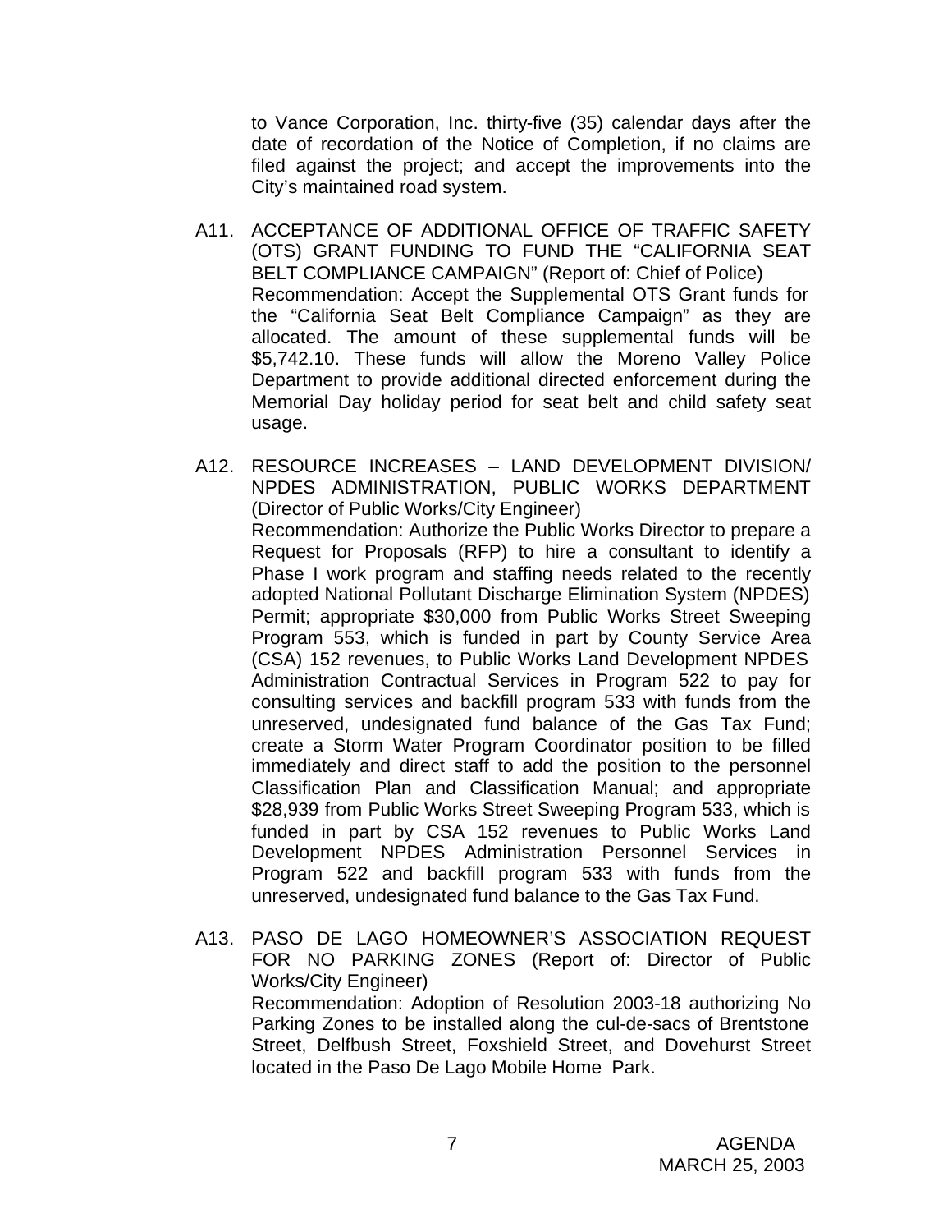to Vance Corporation, Inc. thirty-five (35) calendar days after the date of recordation of the Notice of Completion, if no claims are filed against the project; and accept the improvements into the City's maintained road system.

A11. ACCEPTANCE OF ADDITIONAL OFFICE OF TRAFFIC SAFETY (OTS) GRANT FUNDING TO FUND THE "CALIFORNIA SEAT BELT COMPLIANCE CAMPAIGN" (Report of: Chief of Police)
Recommendation: Accept the Supplemental OTS Grant funds for the "California Seat Belt Compliance Campaign" as they are allocated. The amount of these supplemental funds will be $5,742.10. These funds will allow the Moreno Valley Police Department to provide additional directed enforcement during the Memorial Day holiday period for seat belt and child safety seat usage.

A12. RESOURCE INCREASES – LAND DEVELOPMENT DIVISION/ NPDES ADMINISTRATION, PUBLIC WORKS DEPARTMENT (Director of Public Works/City Engineer)
Recommendation: Authorize the Public Works Director to prepare a Request for Proposals (RFP) to hire a consultant to identify a Phase I work program and staffing needs related to the recently adopted National Pollutant Discharge Elimination System (NPDES) Permit; appropriate $30,000 from Public Works Street Sweeping Program 553, which is funded in part by County Service Area (CSA) 152 revenues, to Public Works Land Development NPDES Administration Contractual Services in Program 522 to pay for consulting services and backfill program 533 with funds from the unreserved, undesignated fund balance of the Gas Tax Fund; create a Storm Water Program Coordinator position to be filled immediately and direct staff to add the position to the personnel Classification Plan and Classification Manual; and appropriate $28,939 from Public Works Street Sweeping Program 533, which is funded in part by CSA 152 revenues to Public Works Land Development NPDES Administration Personnel Services in Program 522 and backfill program 533 with funds from the unreserved, undesignated fund balance to the Gas Tax Fund.

A13. PASO DE LAGO HOMEOWNER'S ASSOCIATION REQUEST FOR NO PARKING ZONES (Report of: Director of Public Works/City Engineer)
Recommendation: Adoption of Resolution 2003-18 authorizing No Parking Zones to be installed along the cul-de-sacs of Brentstone Street, Delfbush Street, Foxshield Street, and Dovehurst Street located in the Paso De Lago Mobile Home Park.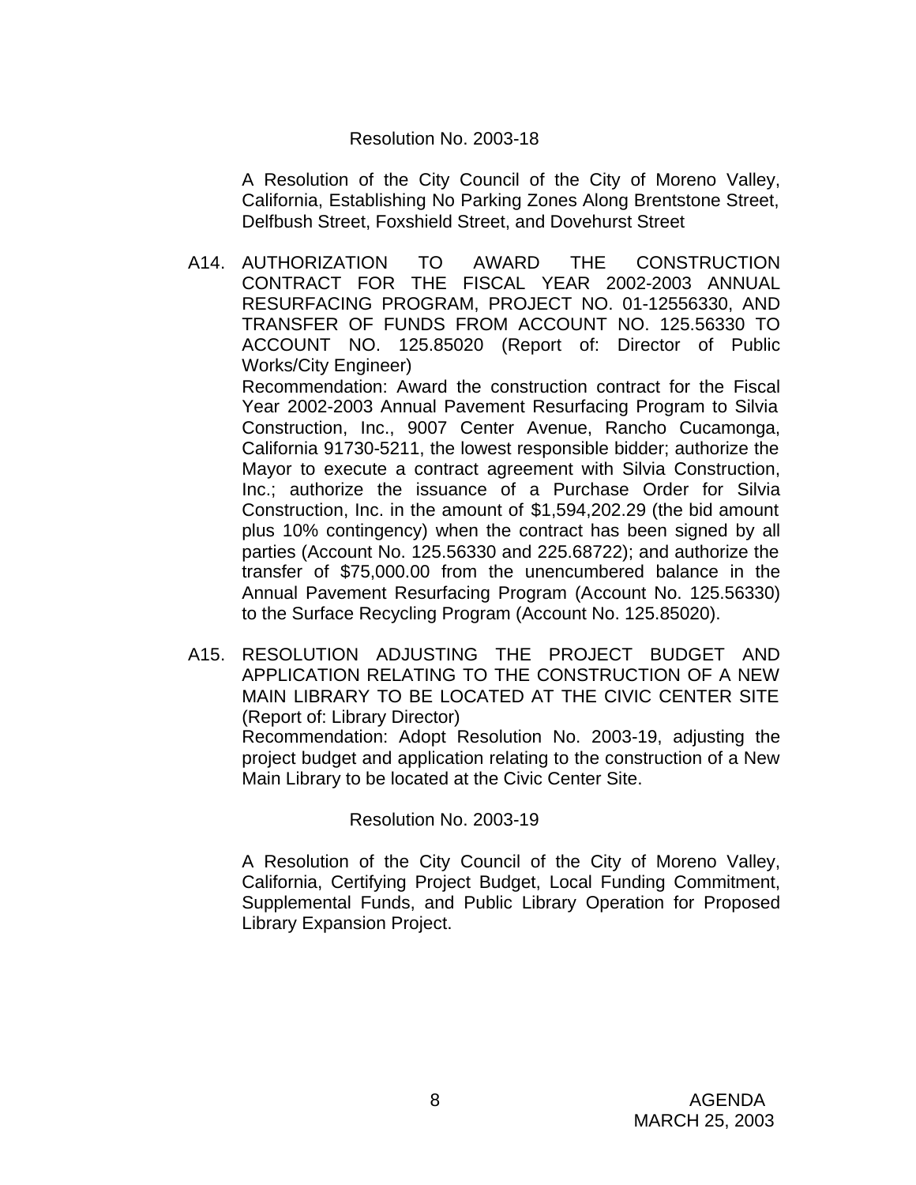Resolution No. 2003-18

A Resolution of the City Council of the City of Moreno Valley, California, Establishing No Parking Zones Along Brentstone Street, Delfbush Street, Foxshield Street, and Dovehurst Street

A14. AUTHORIZATION TO AWARD THE CONSTRUCTION CONTRACT FOR THE FISCAL YEAR 2002-2003 ANNUAL RESURFACING PROGRAM, PROJECT NO. 01-12556330, AND TRANSFER OF FUNDS FROM ACCOUNT NO. 125.56330 TO ACCOUNT NO. 125.85020 (Report of: Director of Public Works/City Engineer)

Recommendation: Award the construction contract for the Fiscal Year 2002-2003 Annual Pavement Resurfacing Program to Silvia Construction, Inc., 9007 Center Avenue, Rancho Cucamonga, California 91730-5211, the lowest responsible bidder; authorize the Mayor to execute a contract agreement with Silvia Construction, Inc.; authorize the issuance of a Purchase Order for Silvia Construction, Inc. in the amount of $1,594,202.29 (the bid amount plus 10% contingency) when the contract has been signed by all parties (Account No. 125.56330 and 225.68722); and authorize the transfer of $75,000.00 from the unencumbered balance in the Annual Pavement Resurfacing Program (Account No. 125.56330) to the Surface Recycling Program (Account No. 125.85020).

A15. RESOLUTION ADJUSTING THE PROJECT BUDGET AND APPLICATION RELATING TO THE CONSTRUCTION OF A NEW MAIN LIBRARY TO BE LOCATED AT THE CIVIC CENTER SITE (Report of: Library Director)

Recommendation: Adopt Resolution No. 2003-19, adjusting the project budget and application relating to the construction of a New Main Library to be located at the Civic Center Site.

Resolution No. 2003-19

A Resolution of the City Council of the City of Moreno Valley, California, Certifying Project Budget, Local Funding Commitment, Supplemental Funds, and Public Library Operation for Proposed Library Expansion Project.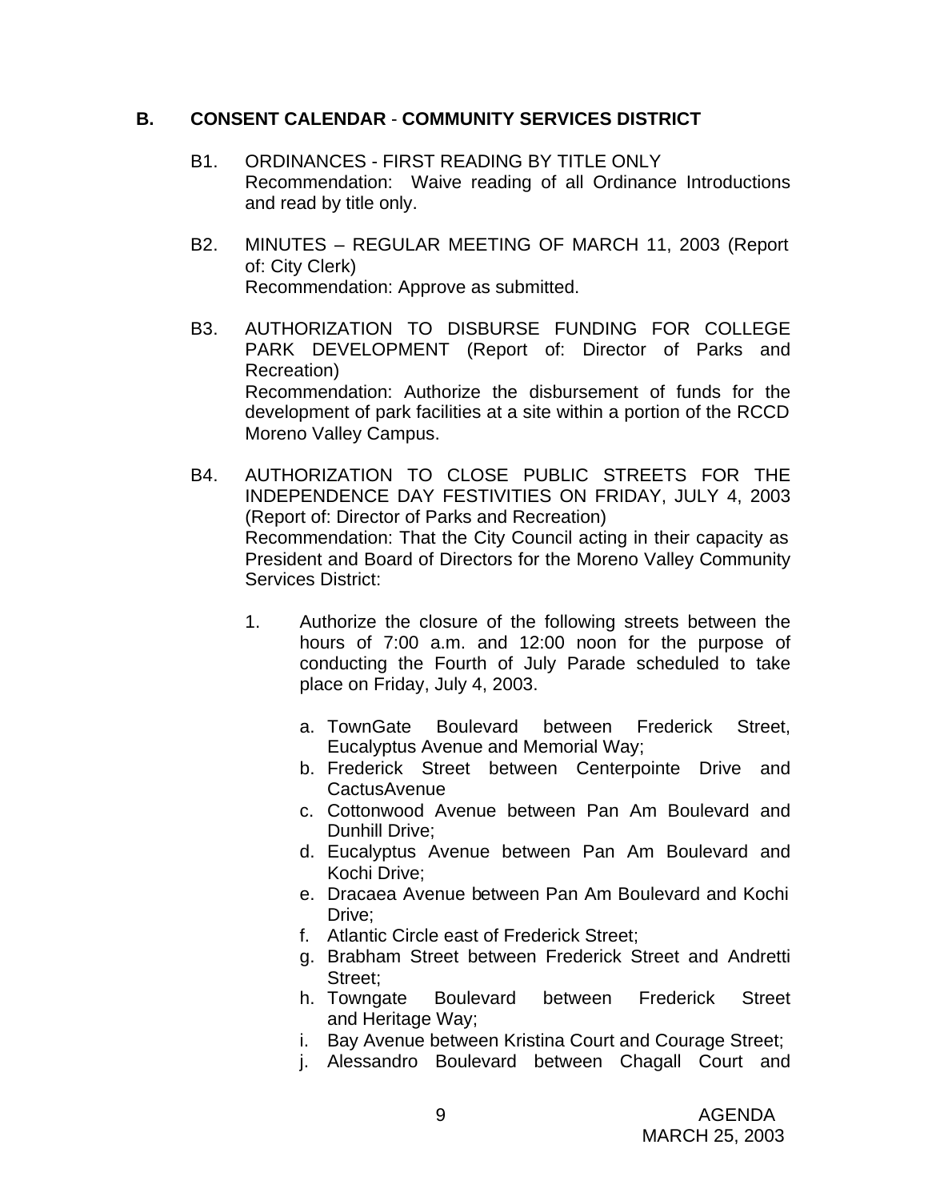## B. CONSENT CALENDAR - COMMUNITY SERVICES DISTRICT

B1. ORDINANCES - FIRST READING BY TITLE ONLY
Recommendation: Waive reading of all Ordinance Introductions and read by title only.

B2. MINUTES – REGULAR MEETING OF MARCH 11, 2003 (Report of: City Clerk)
Recommendation: Approve as submitted.

B3. AUTHORIZATION TO DISBURSE FUNDING FOR COLLEGE PARK DEVELOPMENT (Report of: Director of Parks and Recreation)
Recommendation: Authorize the disbursement of funds for the development of park facilities at a site within a portion of the RCCD Moreno Valley Campus.

B4. AUTHORIZATION TO CLOSE PUBLIC STREETS FOR THE INDEPENDENCE DAY FESTIVITIES ON FRIDAY, JULY 4, 2003 (Report of: Director of Parks and Recreation)
Recommendation: That the City Council acting in their capacity as President and Board of Directors for the Moreno Valley Community Services District:

1. Authorize the closure of the following streets between the hours of 7:00 a.m. and 12:00 noon for the purpose of conducting the Fourth of July Parade scheduled to take place on Friday, July 4, 2003.

    a. TownGate Boulevard between Frederick Street, Eucalyptus Avenue and Memorial Way;
    b. Frederick Street between Centerpointe Drive and CactusAvenue
    c. Cottonwood Avenue between Pan Am Boulevard and Dunhill Drive;
    d. Eucalyptus Avenue between Pan Am Boulevard and Kochi Drive;
    e. Dracaea Avenue between Pan Am Boulevard and Kochi Drive;
    f. Atlantic Circle east of Frederick Street;
    g. Brabham Street between Frederick Street and Andretti Street;
    h. Towngate Boulevard between Frederick Street and Heritage Way;
    i. Bay Avenue between Kristina Court and Courage Street;
    j. Alessandro Boulevard between Chagall Court and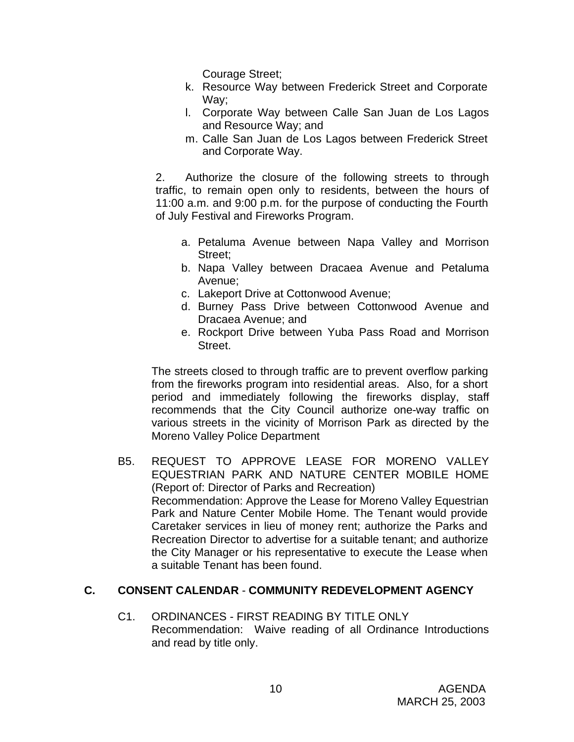Courage Street;

k. Resource Way between Frederick Street and Corporate Way;
l. Corporate Way between Calle San Juan de Los Lagos and Resource Way; and
m. Calle San Juan de Los Lagos between Frederick Street and Corporate Way.

2. Authorize the closure of the following streets to through traffic, to remain open only to residents, between the hours of 11:00 a.m. and 9:00 p.m. for the purpose of conducting the Fourth of July Festival and Fireworks Program.

a. Petaluma Avenue between Napa Valley and Morrison Street;
b. Napa Valley between Dracaea Avenue and Petaluma Avenue;
c. Lakeport Drive at Cottonwood Avenue;
d. Burney Pass Drive between Cottonwood Avenue and Dracaea Avenue; and
e. Rockport Drive between Yuba Pass Road and Morrison Street.

The streets closed to through traffic are to prevent overflow parking from the fireworks program into residential areas. Also, for a short period and immediately following the fireworks display, staff recommends that the City Council authorize one-way traffic on various streets in the vicinity of Morrison Park as directed by the Moreno Valley Police Department

B5. REQUEST TO APPROVE LEASE FOR MORENO VALLEY EQUESTRIAN PARK AND NATURE CENTER MOBILE HOME (Report of: Director of Parks and Recreation)
Recommendation: Approve the Lease for Moreno Valley Equestrian Park and Nature Center Mobile Home. The Tenant would provide Caretaker services in lieu of money rent; authorize the Parks and Recreation Director to advertise for a suitable tenant; and authorize the City Manager or his representative to execute the Lease when a suitable Tenant has been found.

## C. CONSENT CALENDAR - COMMUNITY REDEVELOPMENT AGENCY

C1. ORDINANCES - FIRST READING BY TITLE ONLY
Recommendation: Waive reading of all Ordinance Introductions and read by title only.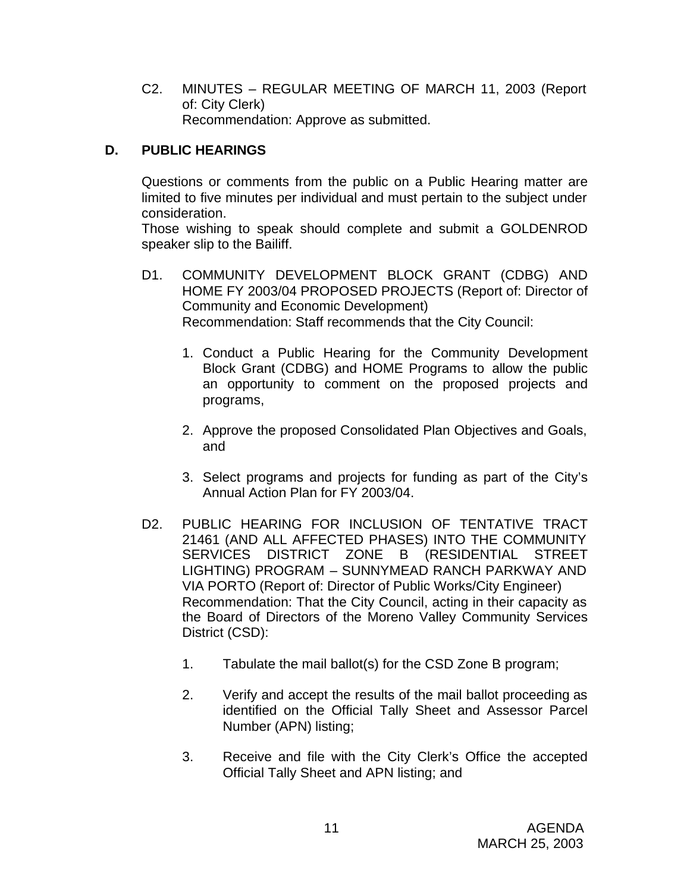C2. MINUTES – REGULAR MEETING OF MARCH 11, 2003 (Report of: City Clerk)
Recommendation: Approve as submitted.

## D. PUBLIC HEARINGS

Questions or comments from the public on a Public Hearing matter are limited to five minutes per individual and must pertain to the subject under consideration.
Those wishing to speak should complete and submit a GOLDENROD speaker slip to the Bailiff.

D1. COMMUNITY DEVELOPMENT BLOCK GRANT (CDBG) AND HOME FY 2003/04 PROPOSED PROJECTS (Report of: Director of Community and Economic Development)
Recommendation: Staff recommends that the City Council:

1. Conduct a Public Hearing for the Community Development Block Grant (CDBG) and HOME Programs to allow the public an opportunity to comment on the proposed projects and programs,

2. Approve the proposed Consolidated Plan Objectives and Goals, and

3. Select programs and projects for funding as part of the City's Annual Action Plan for FY 2003/04.

D2. PUBLIC HEARING FOR INCLUSION OF TENTATIVE TRACT 21461 (AND ALL AFFECTED PHASES) INTO THE COMMUNITY SERVICES DISTRICT ZONE B (RESIDENTIAL STREET LIGHTING) PROGRAM – SUNNYMEAD RANCH PARKWAY AND VIA PORTO (Report of: Director of Public Works/City Engineer)
Recommendation: That the City Council, acting in their capacity as the Board of Directors of the Moreno Valley Community Services District (CSD):

1. Tabulate the mail ballot(s) for the CSD Zone B program;

2. Verify and accept the results of the mail ballot proceeding as identified on the Official Tally Sheet and Assessor Parcel Number (APN) listing;

3. Receive and file with the City Clerk's Office the accepted Official Tally Sheet and APN listing; and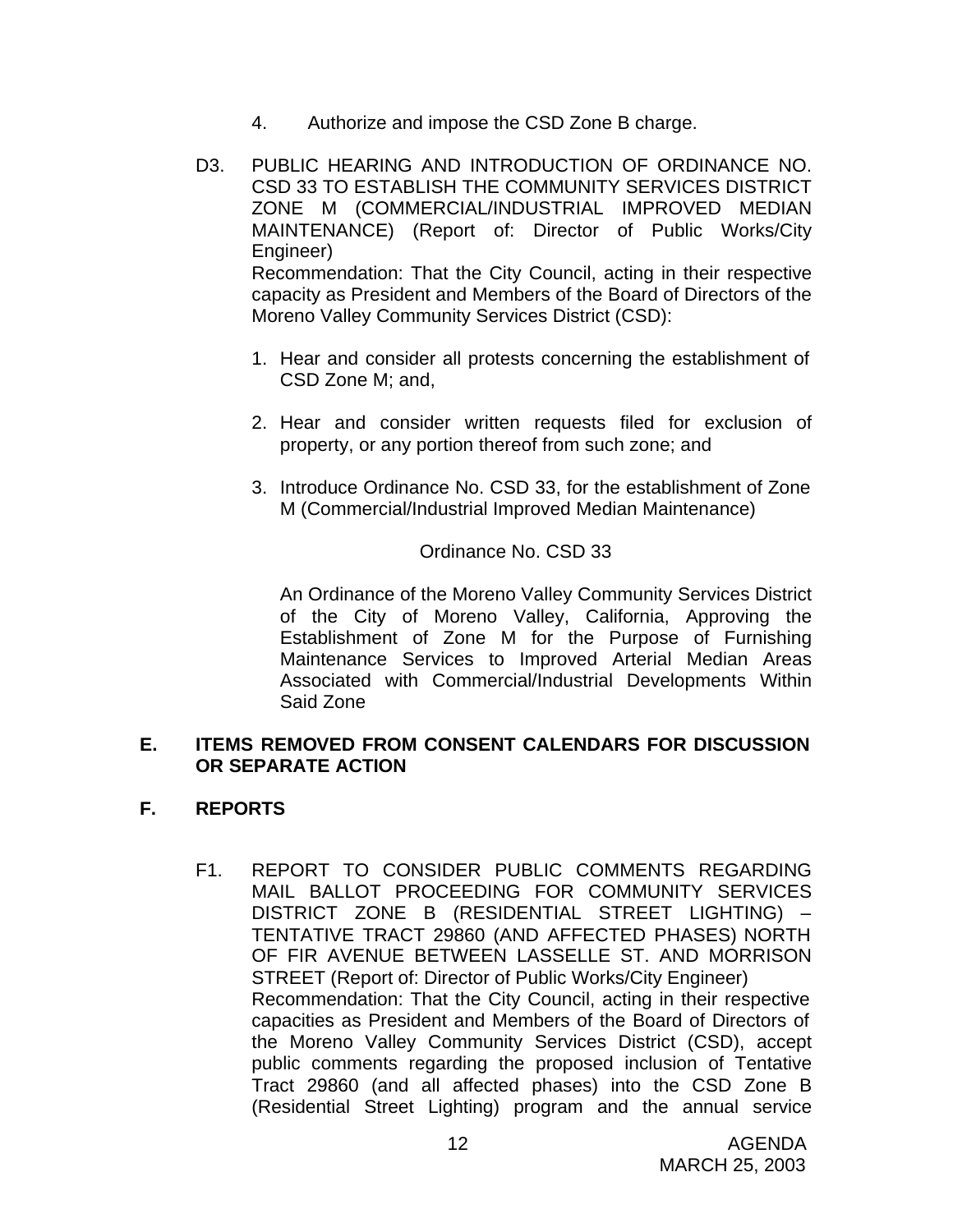4. Authorize and impose the CSD Zone B charge.

D3. PUBLIC HEARING AND INTRODUCTION OF ORDINANCE NO. CSD 33 TO ESTABLISH THE COMMUNITY SERVICES DISTRICT ZONE M (COMMERCIAL/INDUSTRIAL IMPROVED MEDIAN MAINTENANCE) (Report of: Director of Public Works/City Engineer)
Recommendation: That the City Council, acting in their respective capacity as President and Members of the Board of Directors of the Moreno Valley Community Services District (CSD):

1. Hear and consider all protests concerning the establishment of CSD Zone M; and,

2. Hear and consider written requests filed for exclusion of property, or any portion thereof from such zone; and

3. Introduce Ordinance No. CSD 33, for the establishment of Zone M (Commercial/Industrial Improved Median Maintenance)

Ordinance No. CSD 33

An Ordinance of the Moreno Valley Community Services District of the City of Moreno Valley, California, Approving the Establishment of Zone M for the Purpose of Furnishing Maintenance Services to Improved Arterial Median Areas Associated with Commercial/Industrial Developments Within Said Zone

## E. ITEMS REMOVED FROM CONSENT CALENDARS FOR DISCUSSION OR SEPARATE ACTION

## F. REPORTS

F1. REPORT TO CONSIDER PUBLIC COMMENTS REGARDING MAIL BALLOT PROCEEDING FOR COMMUNITY SERVICES DISTRICT ZONE B (RESIDENTIAL STREET LIGHTING) – TENTATIVE TRACT 29860 (AND AFFECTED PHASES) NORTH OF FIR AVENUE BETWEEN LASSELLE ST. AND MORRISON STREET (Report of: Director of Public Works/City Engineer)
Recommendation: That the City Council, acting in their respective capacities as President and Members of the Board of Directors of the Moreno Valley Community Services District (CSD), accept public comments regarding the proposed inclusion of Tentative Tract 29860 (and all affected phases) into the CSD Zone B (Residential Street Lighting) program and the annual service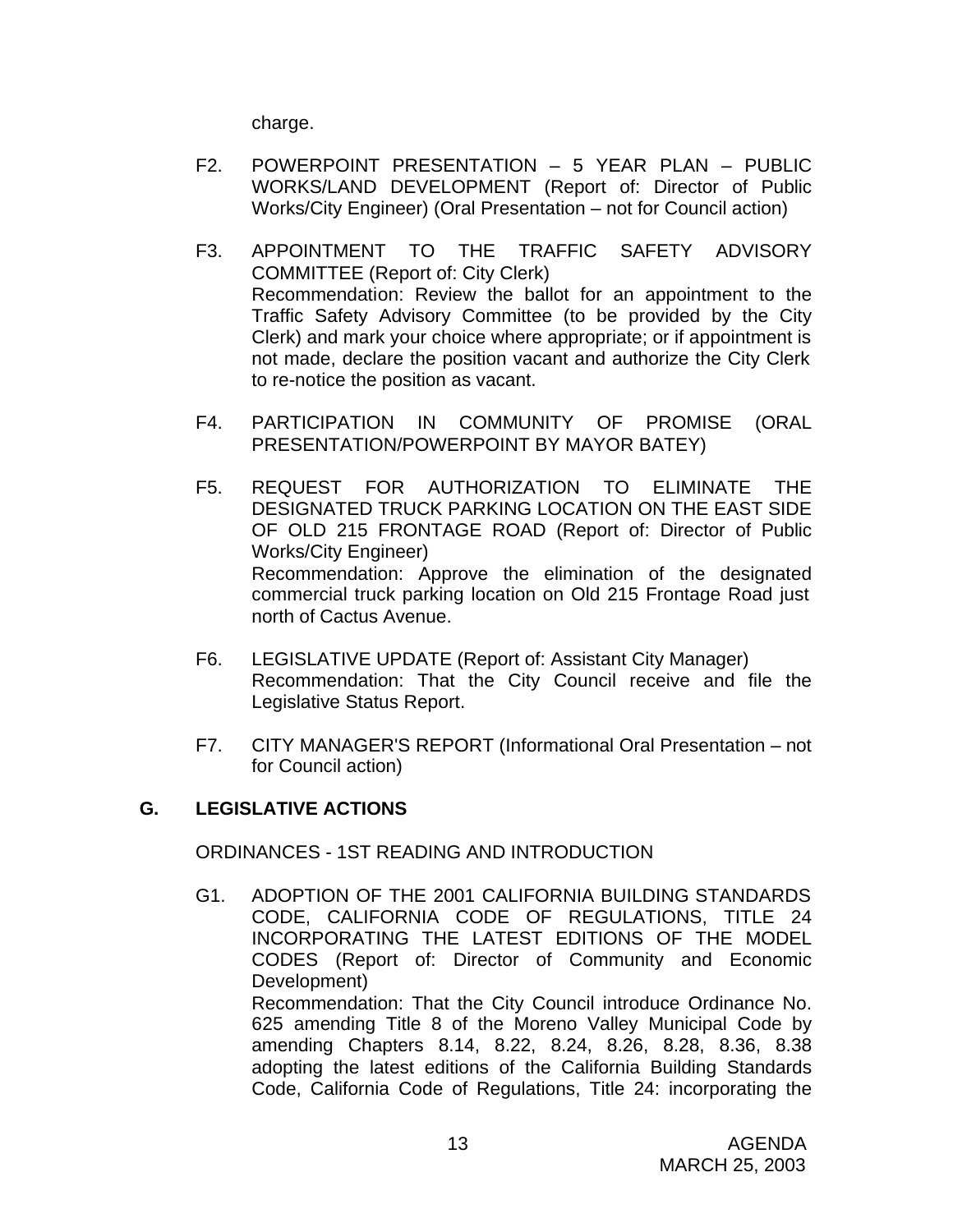charge.

F2. POWERPOINT PRESENTATION – 5 YEAR PLAN – PUBLIC WORKS/LAND DEVELOPMENT (Report of: Director of Public Works/City Engineer) (Oral Presentation – not for Council action)

F3. APPOINTMENT TO THE TRAFFIC SAFETY ADVISORY COMMITTEE (Report of: City Clerk)
Recommendation: Review the ballot for an appointment to the Traffic Safety Advisory Committee (to be provided by the City Clerk) and mark your choice where appropriate; or if appointment is not made, declare the position vacant and authorize the City Clerk to re-notice the position as vacant.

F4. PARTICIPATION IN COMMUNITY OF PROMISE (ORAL PRESENTATION/POWERPOINT BY MAYOR BATEY)

F5. REQUEST FOR AUTHORIZATION TO ELIMINATE THE DESIGNATED TRUCK PARKING LOCATION ON THE EAST SIDE OF OLD 215 FRONTAGE ROAD (Report of: Director of Public Works/City Engineer)
Recommendation: Approve the elimination of the designated commercial truck parking location on Old 215 Frontage Road just north of Cactus Avenue.

F6. LEGISLATIVE UPDATE (Report of: Assistant City Manager)
Recommendation: That the City Council receive and file the Legislative Status Report.

F7. CITY MANAGER'S REPORT (Informational Oral Presentation – not for Council action)

## G. LEGISLATIVE ACTIONS

ORDINANCES - 1ST READING AND INTRODUCTION

G1. ADOPTION OF THE 2001 CALIFORNIA BUILDING STANDARDS CODE, CALIFORNIA CODE OF REGULATIONS, TITLE 24 INCORPORATING THE LATEST EDITIONS OF THE MODEL CODES (Report of: Director of Community and Economic Development)
Recommendation: That the City Council introduce Ordinance No. 625 amending Title 8 of the Moreno Valley Municipal Code by amending Chapters 8.14, 8.22, 8.24, 8.26, 8.28, 8.36, 8.38 adopting the latest editions of the California Building Standards Code, California Code of Regulations, Title 24: incorporating the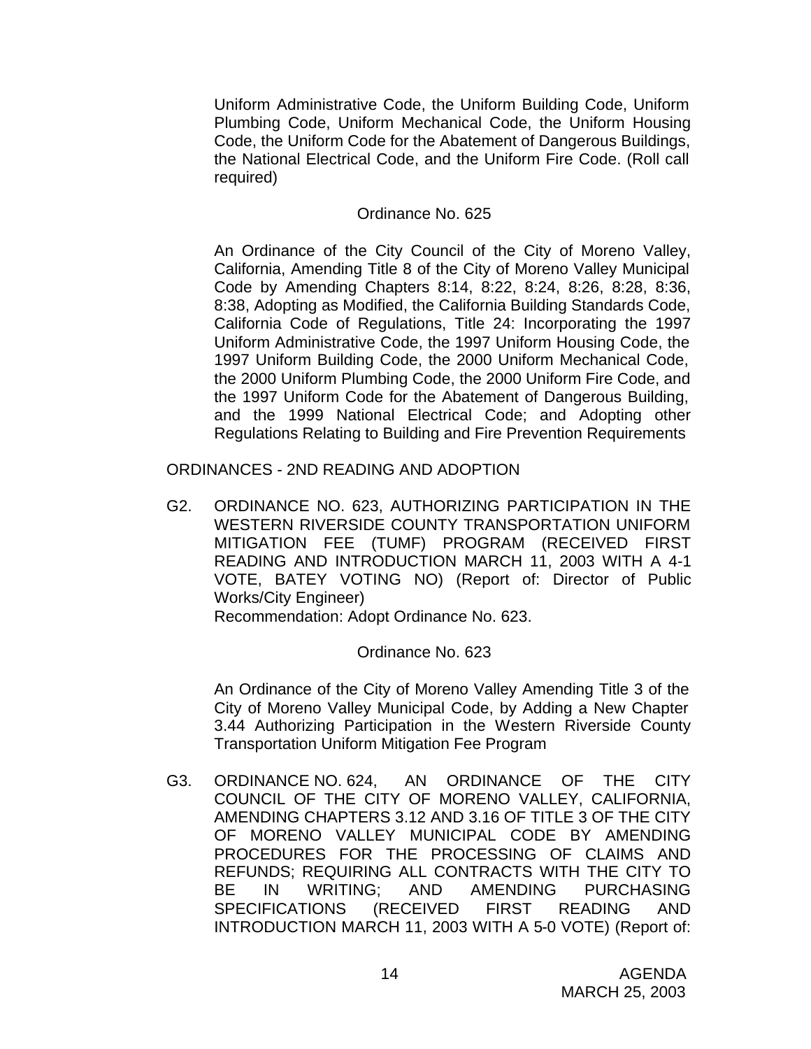Uniform Administrative Code, the Uniform Building Code, Uniform Plumbing Code, Uniform Mechanical Code, the Uniform Housing Code, the Uniform Code for the Abatement of Dangerous Buildings, the National Electrical Code, and the Uniform Fire Code. (Roll call required)

Ordinance No. 625

An Ordinance of the City Council of the City of Moreno Valley, California, Amending Title 8 of the City of Moreno Valley Municipal Code by Amending Chapters 8:14, 8:22, 8:24, 8:26, 8:28, 8:36, 8:38, Adopting as Modified, the California Building Standards Code, California Code of Regulations, Title 24: Incorporating the 1997 Uniform Administrative Code, the 1997 Uniform Housing Code, the 1997 Uniform Building Code, the 2000 Uniform Mechanical Code, the 2000 Uniform Plumbing Code, the 2000 Uniform Fire Code, and the 1997 Uniform Code for the Abatement of Dangerous Building, and the 1999 National Electrical Code; and Adopting other Regulations Relating to Building and Fire Prevention Requirements

ORDINANCES - 2ND READING AND ADOPTION

G2. ORDINANCE NO. 623, AUTHORIZING PARTICIPATION IN THE WESTERN RIVERSIDE COUNTY TRANSPORTATION UNIFORM MITIGATION FEE (TUMF) PROGRAM (RECEIVED FIRST READING AND INTRODUCTION MARCH 11, 2003 WITH A 4-1 VOTE, BATEY VOTING NO) (Report of: Director of Public Works/City Engineer)
Recommendation: Adopt Ordinance No. 623.

Ordinance No. 623

An Ordinance of the City of Moreno Valley Amending Title 3 of the City of Moreno Valley Municipal Code, by Adding a New Chapter 3.44 Authorizing Participation in the Western Riverside County Transportation Uniform Mitigation Fee Program

G3. ORDINANCE NO. 624, AN ORDINANCE OF THE CITY COUNCIL OF THE CITY OF MORENO VALLEY, CALIFORNIA, AMENDING CHAPTERS 3.12 AND 3.16 OF TITLE 3 OF THE CITY OF MORENO VALLEY MUNICIPAL CODE BY AMENDING PROCEDURES FOR THE PROCESSING OF CLAIMS AND REFUNDS; REQUIRING ALL CONTRACTS WITH THE CITY TO BE IN WRITING; AND AMENDING PURCHASING SPECIFICATIONS (RECEIVED FIRST READING AND INTRODUCTION MARCH 11, 2003 WITH A 5-0 VOTE) (Report of: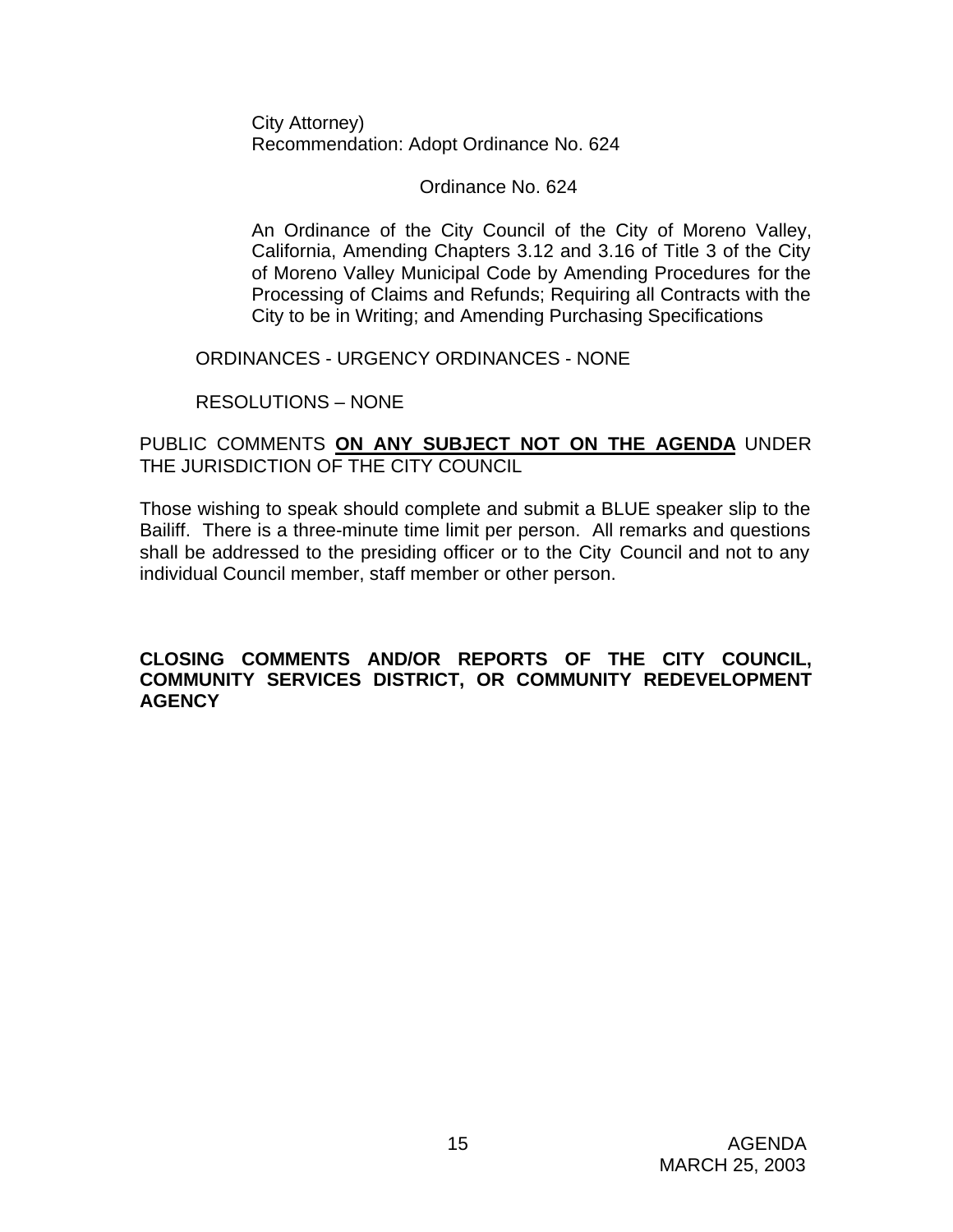City Attorney)
Recommendation: Adopt Ordinance No. 624

Ordinance No. 624

An Ordinance of the City Council of the City of Moreno Valley, California, Amending Chapters 3.12 and 3.16 of Title 3 of the City of Moreno Valley Municipal Code by Amending Procedures for the Processing of Claims and Refunds; Requiring all Contracts with the City to be in Writing; and Amending Purchasing Specifications

ORDINANCES - URGENCY ORDINANCES - NONE

RESOLUTIONS – NONE

PUBLIC COMMENTS **ON ANY SUBJECT NOT ON THE AGENDA** UNDER THE JURISDICTION OF THE CITY COUNCIL

Those wishing to speak should complete and submit a BLUE speaker slip to the Bailiff. There is a three-minute time limit per person. All remarks and questions shall be addressed to the presiding officer or to the City Council and not to any individual Council member, staff member or other person.

**CLOSING COMMENTS AND/OR REPORTS OF THE CITY COUNCIL, COMMUNITY SERVICES DISTRICT, OR COMMUNITY REDEVELOPMENT AGENCY**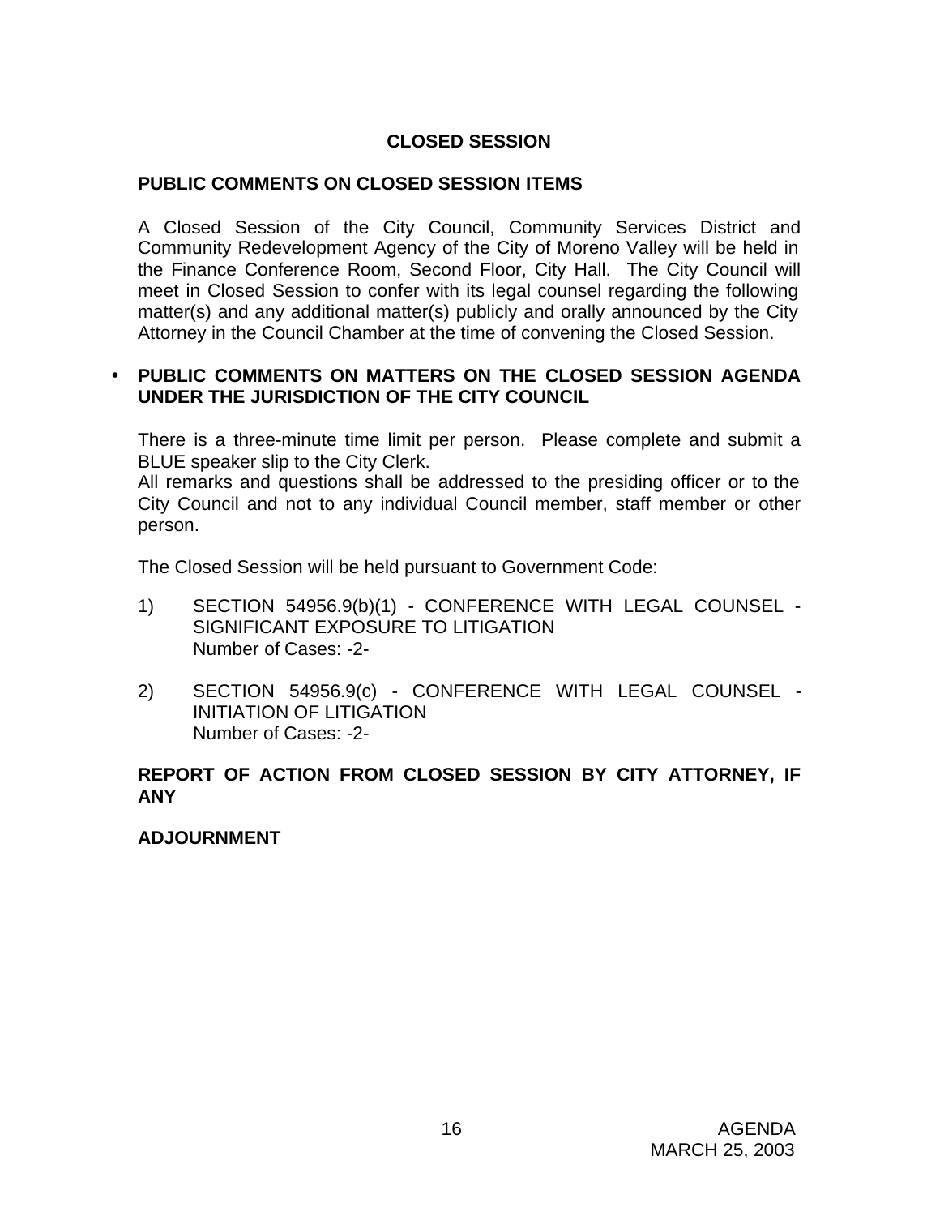## CLOSED SESSION

**PUBLIC COMMENTS ON CLOSED SESSION ITEMS**

A Closed Session of the City Council, Community Services District and Community Redevelopment Agency of the City of Moreno Valley will be held in the Finance Conference Room, Second Floor, City Hall. The City Council will meet in Closed Session to confer with its legal counsel regarding the following matter(s) and any additional matter(s) publicly and orally announced by the City Attorney in the Council Chamber at the time of convening the Closed Session.

- **PUBLIC COMMENTS ON MATTERS ON THE CLOSED SESSION AGENDA UNDER THE JURISDICTION OF THE CITY COUNCIL**

There is a three-minute time limit per person. Please complete and submit a BLUE speaker slip to the City Clerk.
All remarks and questions shall be addressed to the presiding officer or to the City Council and not to any individual Council member, staff member or other person.

The Closed Session will be held pursuant to Government Code:

1) SECTION 54956.9(b)(1) - CONFERENCE WITH LEGAL COUNSEL - SIGNIFICANT EXPOSURE TO LITIGATION
   Number of Cases: -2-

2) SECTION 54956.9(c) - CONFERENCE WITH LEGAL COUNSEL - INITIATION OF LITIGATION
   Number of Cases: -2-

**REPORT OF ACTION FROM CLOSED SESSION BY CITY ATTORNEY, IF ANY**

**ADJOURNMENT**